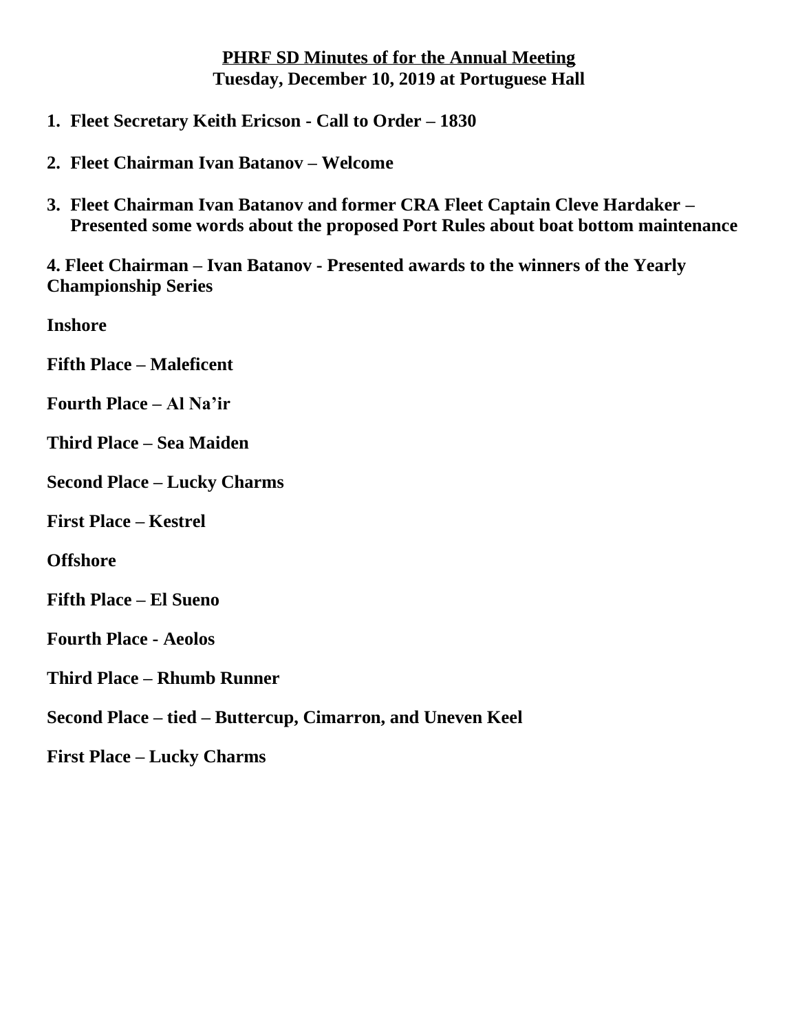# PHRF SD Minutes of for the Annual Meeting
## Tuesday, December 10, 2019 at Portuguese Hall

1. **Fleet Secretary Keith Ericson - Call to Order – 1830**

2. **Fleet Chairman Ivan Batanov – Welcome**

3. **Fleet Chairman Ivan Batanov and former CRA Fleet Captain Cleve Hardaker – Presented some words about the proposed Port Rules about boat bottom maintenance**

4. **Fleet Chairman – Ivan Batanov - Presented awards to the winners of the Yearly Championship Series**

**Inshore**

**Fifth Place – Maleficent**

**Fourth Place – Al Na'ir**

**Third Place – Sea Maiden**

**Second Place – Lucky Charms**

**First Place – Kestrel**

**Offshore**

**Fifth Place – El Sueno**

**Fourth Place - Aeolos**

**Third Place – Rhumb Runner**

**Second Place – tied – Buttercup, Cimarron, and Uneven Keel**

**First Place – Lucky Charms**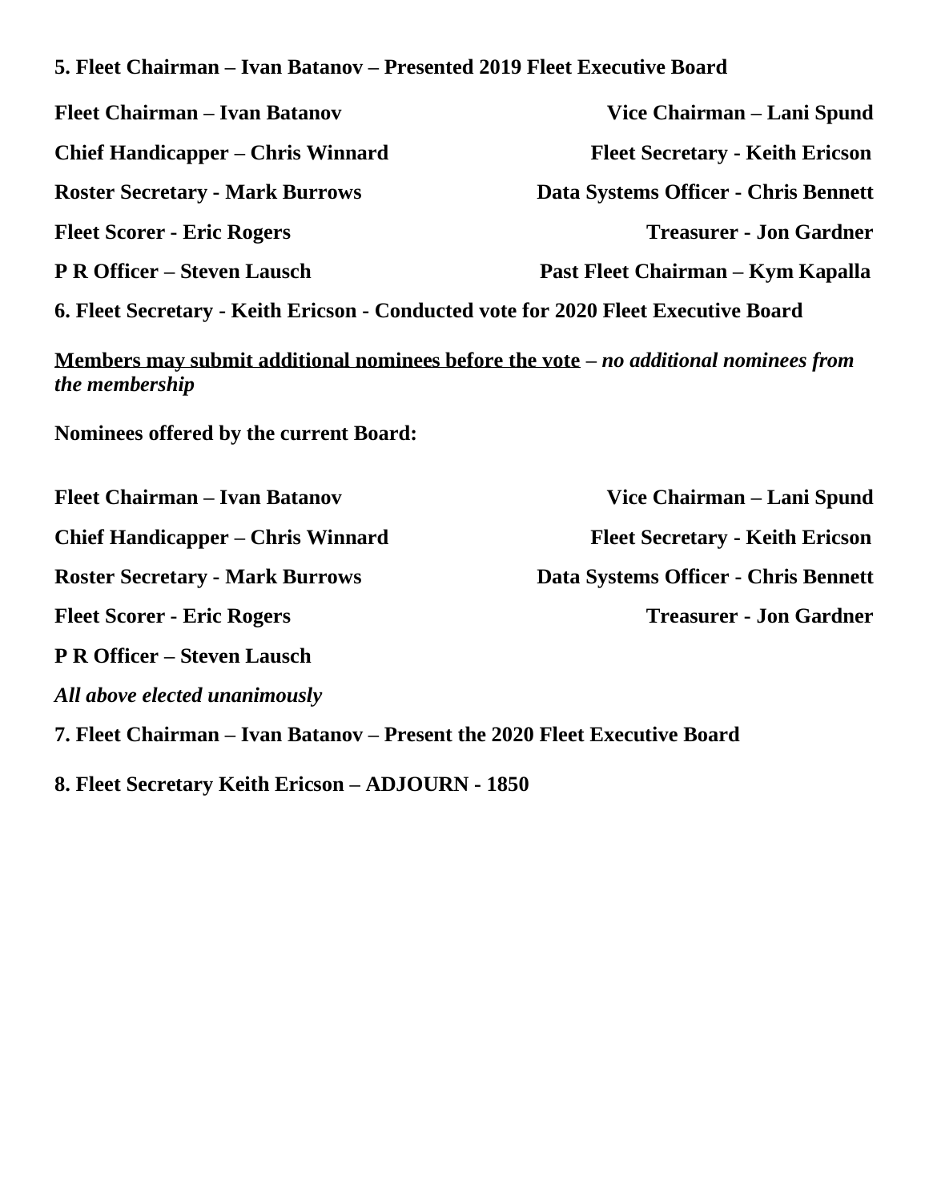**5. Fleet Chairman – Ivan Batanov – Presented 2019 Fleet Executive Board**

**Fleet Chairman – Ivan Batanov**

**Vice Chairman – Lani Spund**

**Chief Handicapper – Chris Winnard**

**Fleet Secretary - Keith Ericson**

**Roster Secretary - Mark Burrows**

**Data Systems Officer - Chris Bennett**

**Fleet Scorer - Eric Rogers**

**Treasurer - Jon Gardner**

**P R Officer – Steven Lausch**

**Past Fleet Chairman – Kym Kapalla**

**6. Fleet Secretary - Keith Ericson - Conducted vote for 2020 Fleet Executive Board**

<u>**Members may submit additional nominees before the vote**</u> **–** ***no additional nominees from the membership***

**Nominees offered by the current Board:**

**Fleet Chairman – Ivan Batanov**

**Vice Chairman – Lani Spund**

**Chief Handicapper – Chris Winnard**

**Fleet Secretary - Keith Ericson**

**Roster Secretary - Mark Burrows**

**Data Systems Officer - Chris Bennett**

**Fleet Scorer - Eric Rogers**

**Treasurer - Jon Gardner**

**P R Officer – Steven Lausch**

***All above elected unanimously***

**7. Fleet Chairman – Ivan Batanov – Present the 2020 Fleet Executive Board**

**8. Fleet Secretary Keith Ericson – ADJOURN - 1850**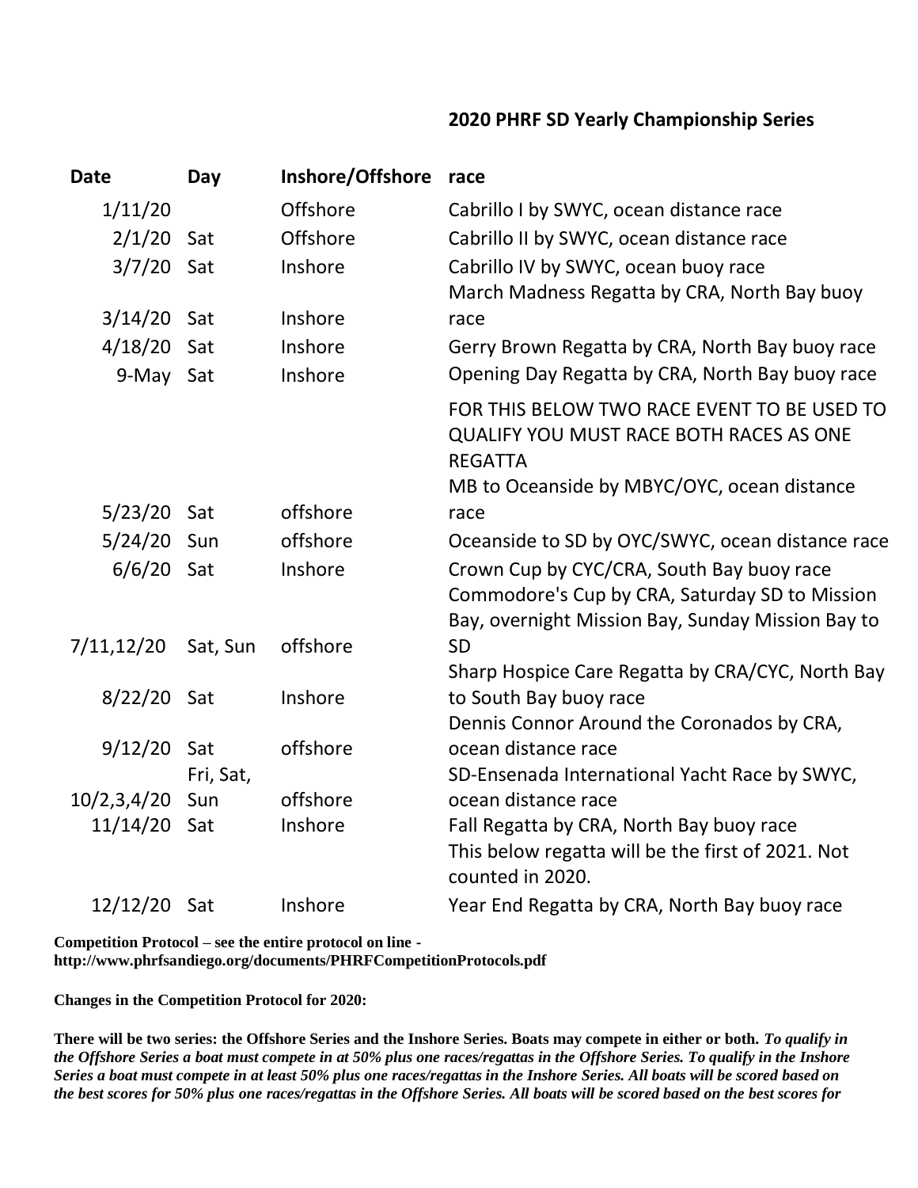## 2020 PHRF SD Yearly Championship Series

| Date | Day | Inshore/Offshore | race |
|---|---|---|---|
| 1/11/20 | | Offshore | Cabrillo I by SWYC, ocean distance race |
| 2/1/20 | Sat | Offshore | Cabrillo II by SWYC, ocean distance race |
| 3/7/20 | Sat | Inshore | Cabrillo IV by SWYC, ocean buoy race |
| 3/14/20 | Sat | Inshore | March Madness Regatta by CRA, North Bay buoy race |
| 4/18/20 | Sat | Inshore | Gerry Brown Regatta by CRA, North Bay buoy race |
| 9-May | Sat | Inshore | Opening Day Regatta by CRA, North Bay buoy race |
| | | | FOR THIS BELOW TWO RACE EVENT TO BE USED TO QUALIFY YOU MUST RACE BOTH RACES AS ONE REGATTA |
| 5/23/20 | Sat | offshore | MB to Oceanside by MBYC/OYC, ocean distance race |
| 5/24/20 | Sun | offshore | Oceanside to SD by OYC/SWYC, ocean distance race |
| 6/6/20 | Sat | Inshore | Crown Cup by CYC/CRA, South Bay buoy race |
| 7/11,12/20 | Sat, Sun | offshore | Commodore's Cup by CRA, Saturday SD to Mission Bay, overnight Mission Bay, Sunday Mission Bay to SD |
| 8/22/20 | Sat | Inshore | Sharp Hospice Care Regatta by CRA/CYC, North Bay to South Bay buoy race |
| 9/12/20 | Sat | offshore | Dennis Connor Around the Coronados by CRA, ocean distance race |
| 10/2,3,4/20 | Fri, Sat, Sun | offshore | SD-Ensenada International Yacht Race by SWYC, ocean distance race |
| 11/14/20 | Sat | Inshore | Fall Regatta by CRA, North Bay buoy race |
| | | | This below regatta will be the first of 2021. Not counted in 2020. |
| 12/12/20 | Sat | Inshore | Year End Regatta by CRA, North Bay buoy race |

**Competition Protocol – see the entire protocol on line - http://www.phrfsandiego.org/documents/PHRFCompetitionProtocols.pdf**

**Changes in the Competition Protocol for 2020:**

**There will be two series: the Offshore Series and the Inshore Series. Boats may compete in either or both.** ***To qualify in the Offshore Series a boat must compete in at 50% plus one races/regattas in the Offshore Series. To qualify in the Inshore Series a boat must compete in at least 50% plus one races/regattas in the Inshore Series. All boats will be scored based on the best scores for 50% plus one races/regattas in the Offshore Series. All boats will be scored based on the best scores for***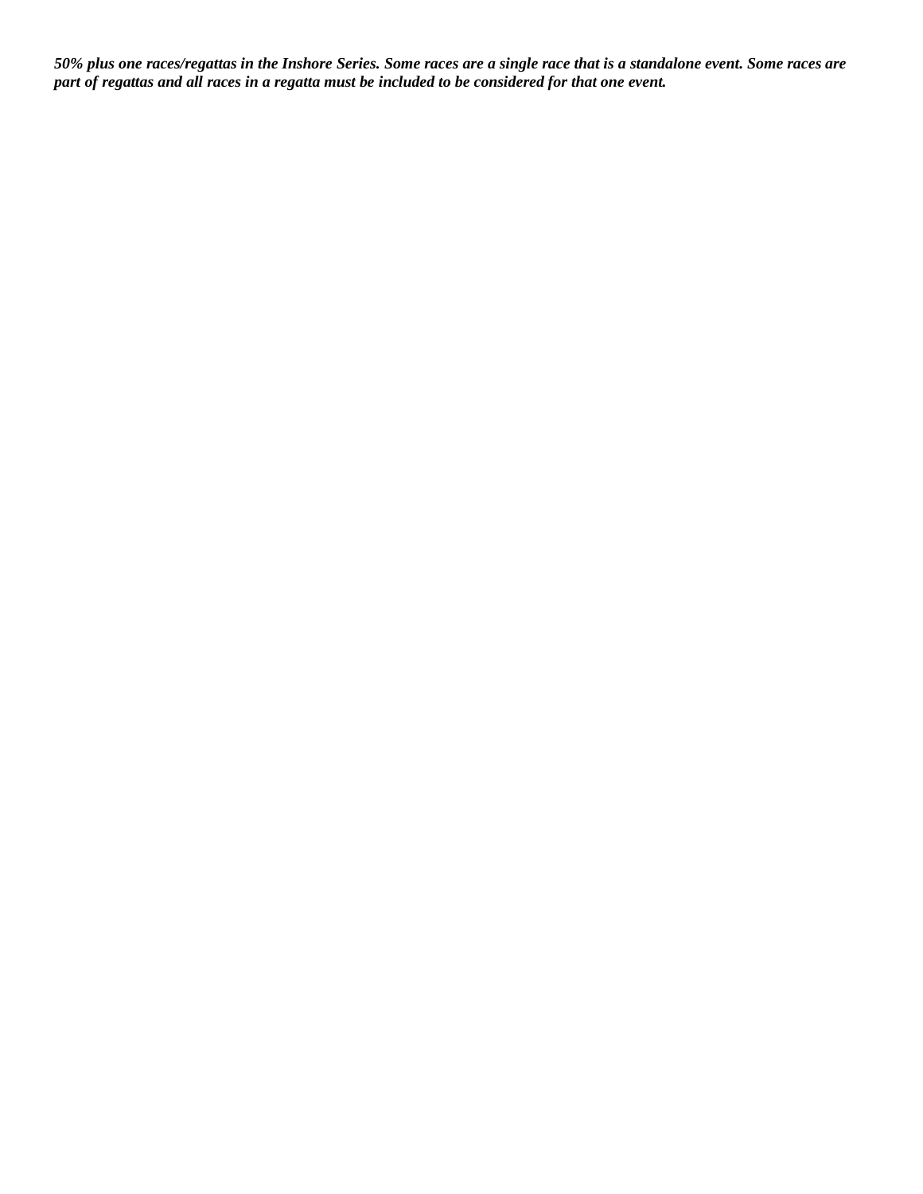***50% plus one races/regattas in the Inshore Series. Some races are a single race that is a standalone event. Some races are part of regattas and all races in a regatta must be included to be considered for that one event.***